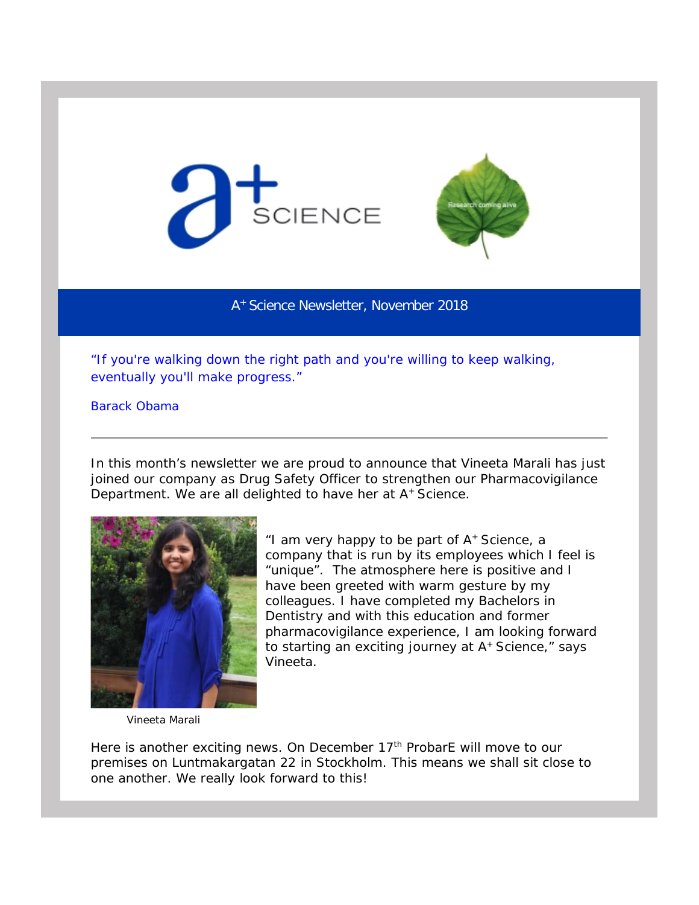# A+ Science Newsletter, November 2018

"If you're walking down the right path and you're willing to keep walking, eventually you'll make progress."

Barack Obama

---

In this month's newsletter we are proud to announce that Vineeta Marali has just joined our company as Drug Safety Officer to strengthen our Pharmacovigilance Department. We are all delighted to have her at A+ Science.

"I am very happy to be part of A+ Science, a company that is run by its employees which I feel is "unique". The atmosphere here is positive and I have been greeted with warm gesture by my colleagues. I have completed my Bachelors in Dentistry and with this education and former pharmacovigilance experience, I am looking forward to starting an exciting journey at A+ Science," says Vineeta.

Vineeta Marali

Here is another exciting news. On December 17th ProbarE will move to our premises on Luntmakargatan 22 in Stockholm. This means we shall sit close to one another. We really look forward to this!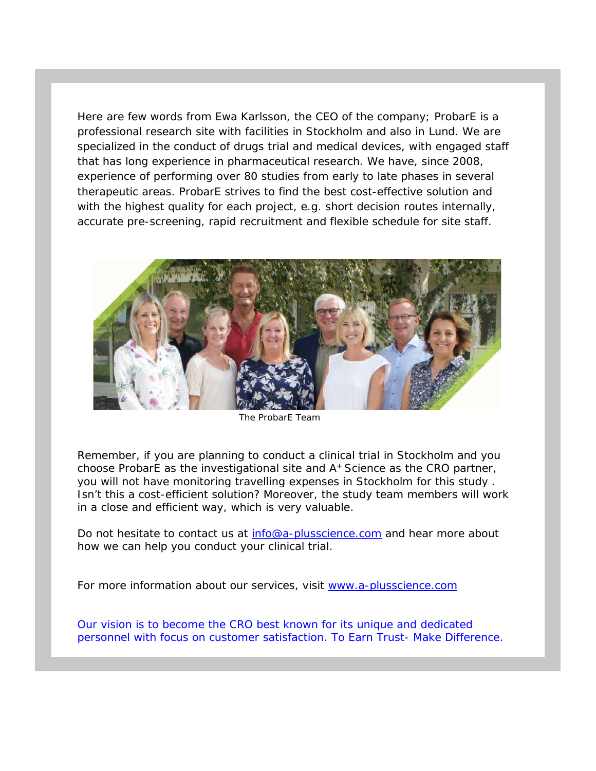Here are few words from Ewa Karlsson, the CEO of the company; ProbarE is a professional research site with facilities in Stockholm and also in Lund. We are specialized in the conduct of drugs trial and medical devices, with engaged staff that has long experience in pharmaceutical research. We have, since 2008, experience of performing over 80 studies from early to late phases in several therapeutic areas. ProbarE strives to find the best cost-effective solution and with the highest quality for each project, e.g. short decision routes internally, accurate pre-screening, rapid recruitment and flexible schedule for site staff.

The ProbarE Team

Remember, if you are planning to conduct a clinical trial in Stockholm and you choose ProbarE as the investigational site and A⁺ Science as the CRO partner, you will not have monitoring travelling expenses in Stockholm for this study . Isn't this a cost-efficient solution? Moreover, the study team members will work in a close and efficient way, which is very valuable.

Do not hesitate to contact us at info@a-plusscience.com and hear more about how we can help you conduct your clinical trial.

For more information about our services, visit www.a-plusscience.com

Our vision is to become the CRO best known for its unique and dedicated personnel with focus on customer satisfaction. To Earn Trust- Make Difference.